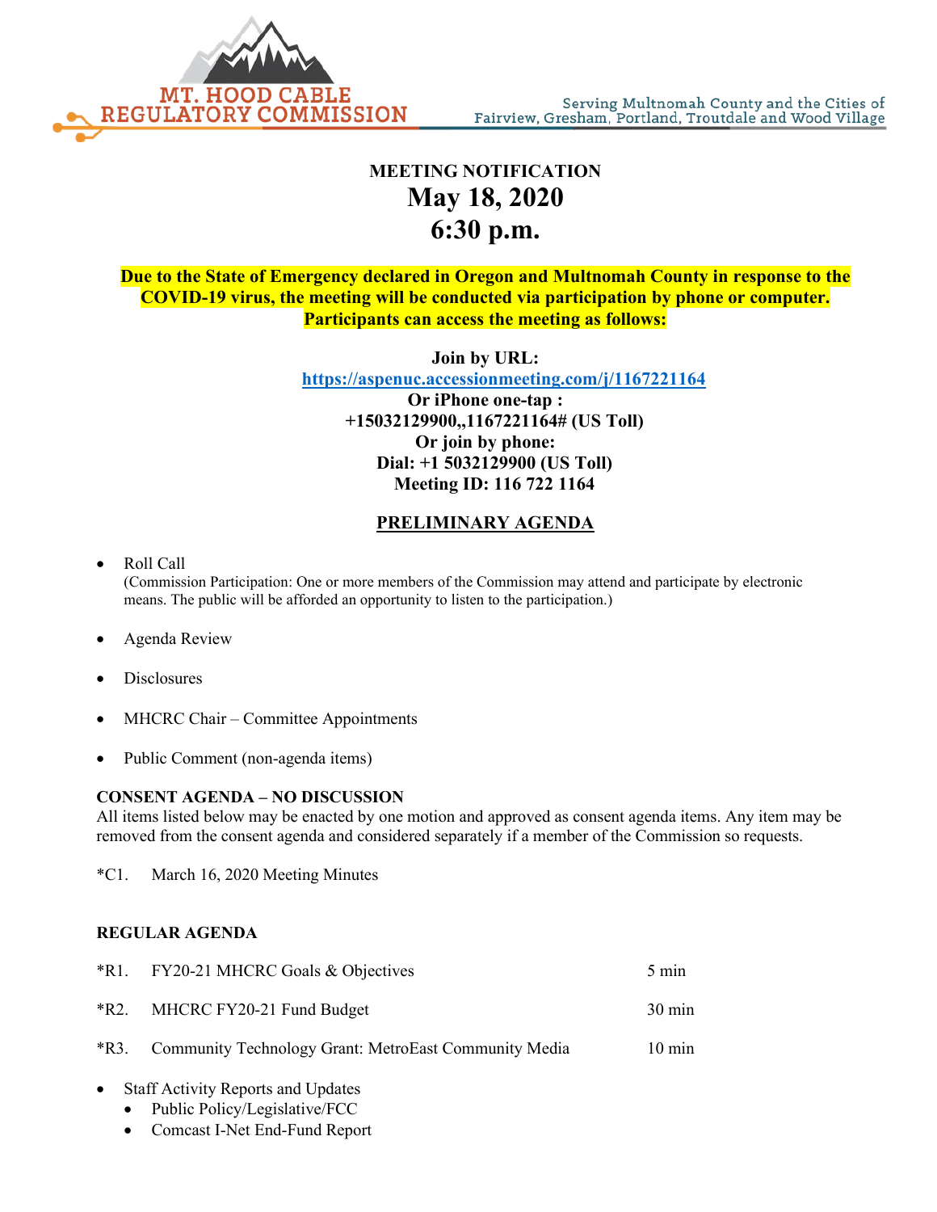MT. HOOD CABLE REGULATORY COMMISSION

Serving Multnomah County and the Cities of Fairview, Gresham, Portland, Troutdale and Wood Village

**MEETING NOTIFICATION**

# May 18, 2020
# 6:30 p.m.

**Due to the State of Emergency declared in Oregon and Multnomah County in response to the COVID-19 virus, the meeting will be conducted via participation by phone or computer. Participants can access the meeting as follows:**

**Join by URL:**
**https://aspenuc.accessionmeeting.com/j/1167221164**
**Or iPhone one-tap :**
**+15032129900,,1167221164# (US Toll)**
**Or join by phone:**
**Dial: +1 5032129900 (US Toll)**
**Meeting ID: 116 722 1164**

## PRELIMINARY AGENDA

- Roll Call
  (Commission Participation: One or more members of the Commission may attend and participate by electronic means. The public will be afforded an opportunity to listen to the participation.)
- Agenda Review
- Disclosures
- MHCRC Chair – Committee Appointments
- Public Comment (non-agenda items)

**CONSENT AGENDA – NO DISCUSSION**

All items listed below may be enacted by one motion and approved as consent agenda items. Any item may be removed from the consent agenda and considered separately if a member of the Commission so requests.

*C1. March 16, 2020 Meeting Minutes

**REGULAR AGENDA**

| | | |
|---|---|---|
| *R1. | FY20-21 MHCRC Goals & Objectives | 5 min |
| *R2. | MHCRC FY20-21 Fund Budget | 30 min |
| *R3. | Community Technology Grant: MetroEast Community Media | 10 min |

- Staff Activity Reports and Updates
  - Public Policy/Legislative/FCC
  - Comcast I-Net End-Fund Report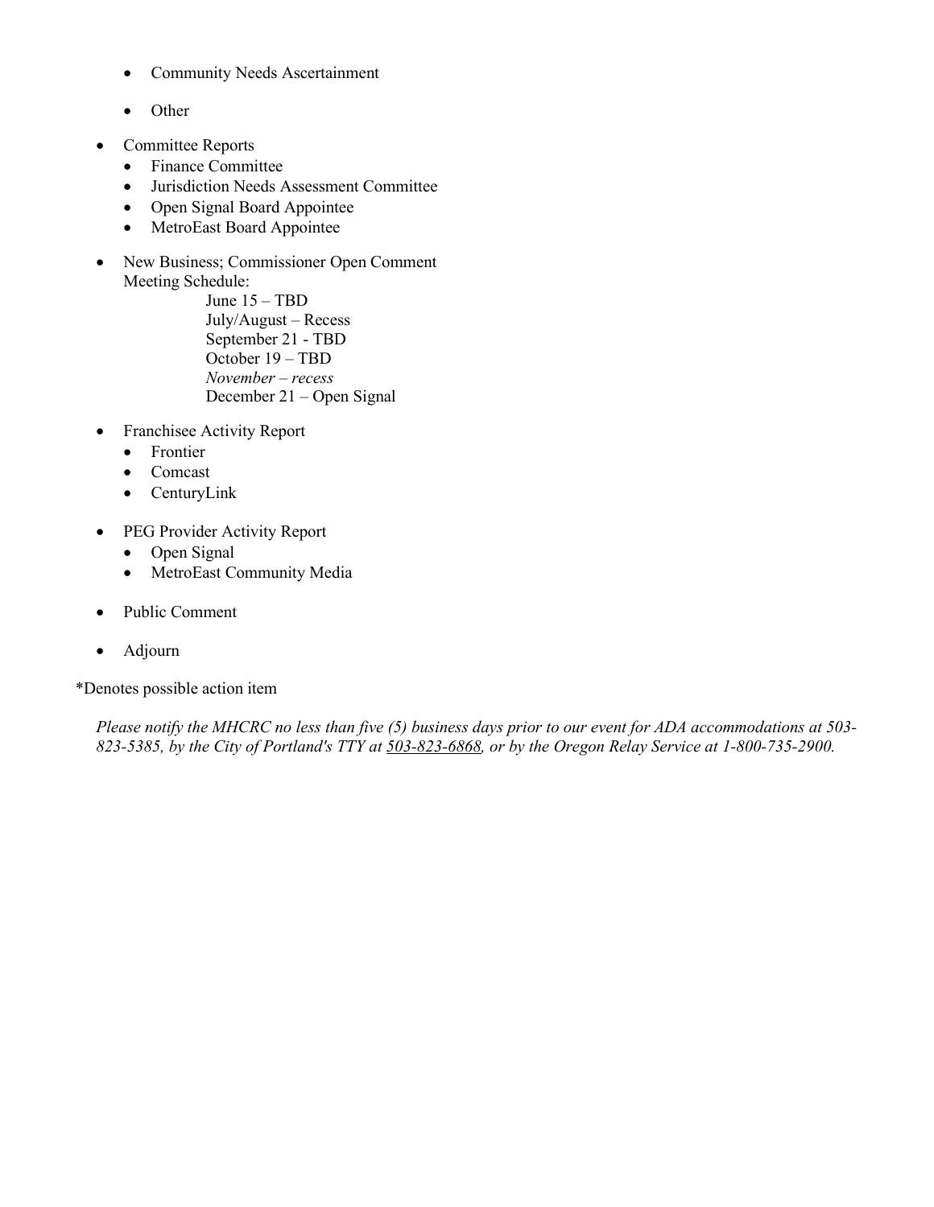- Community Needs Ascertainment
- Other

- Committee Reports
  - Finance Committee
  - Jurisdiction Needs Assessment Committee
  - Open Signal Board Appointee
  - MetroEast Board Appointee

- New Business; Commissioner Open Comment
  Meeting Schedule:
  June 15 – TBD
  July/August – Recess
  September 21 - TBD
  October 19 – TBD
  *November – recess*
  December 21 – Open Signal

- Franchisee Activity Report
  - Frontier
  - Comcast
  - CenturyLink

- PEG Provider Activity Report
  - Open Signal
  - MetroEast Community Media

- Public Comment

- Adjourn

*Denotes possible action item

*Please notify the MHCRC no less than five (5) business days prior to our event for ADA accommodations at 503-823-5385, by the City of Portland's TTY at 503-823-6868, or by the Oregon Relay Service at 1-800-735-2900.*